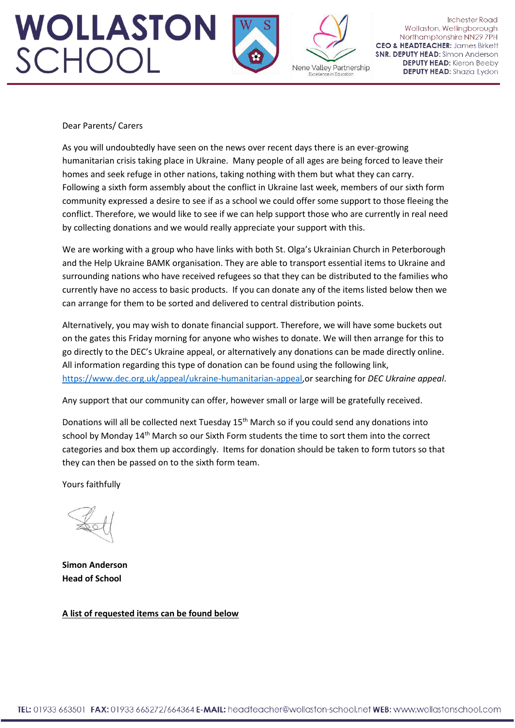# WOLLASTON SCHOOL

Nene Valley Partnership
Excellence in Education

Irchester Road
Wollaston, Wellingborough
Northamptonshire NN29 7PH
**CEO & HEADTEACHER:** James Birkett
**SNR. DEPUTY HEAD:** Simon Anderson
**DEPUTY HEAD:** Kieron Beeby
**DEPUTY HEAD:** Shazia Lydon

Dear Parents/ Carers

As you will undoubtedly have seen on the news over recent days there is an ever-growing humanitarian crisis taking place in Ukraine. Many people of all ages are being forced to leave their homes and seek refuge in other nations, taking nothing with them but what they can carry. Following a sixth form assembly about the conflict in Ukraine last week, members of our sixth form community expressed a desire to see if as a school we could offer some support to those fleeing the conflict. Therefore, we would like to see if we can help support those who are currently in real need by collecting donations and we would really appreciate your support with this.

We are working with a group who have links with both St. Olga's Ukrainian Church in Peterborough and the Help Ukraine BAMK organisation. They are able to transport essential items to Ukraine and surrounding nations who have received refugees so that they can be distributed to the families who currently have no access to basic products. If you can donate any of the items listed below then we can arrange for them to be sorted and delivered to central distribution points.

Alternatively, you may wish to donate financial support. Therefore, we will have some buckets out on the gates this Friday morning for anyone who wishes to donate. We will then arrange for this to go directly to the DEC's Ukraine appeal, or alternatively any donations can be made directly online. All information regarding this type of donation can be found using the following link, https://www.dec.org.uk/appeal/ukraine-humanitarian-appeal,or searching for *DEC Ukraine appeal*.

Any support that our community can offer, however small or large will be gratefully received.

Donations will all be collected next Tuesday 15th March so if you could send any donations into school by Monday 14th March so our Sixth Form students the time to sort them into the correct categories and box them up accordingly. Items for donation should be taken to form tutors so that they can then be passed on to the sixth form team.

Yours faithfully

**Simon Anderson**
**Head of School**

**A list of requested items can be found below**

**TEL:** 01933 663501 **FAX:** 01933 665272/664364 **E-MAIL:** headteacher@wollaston-school.net **WEB:** www.wollastonschool.com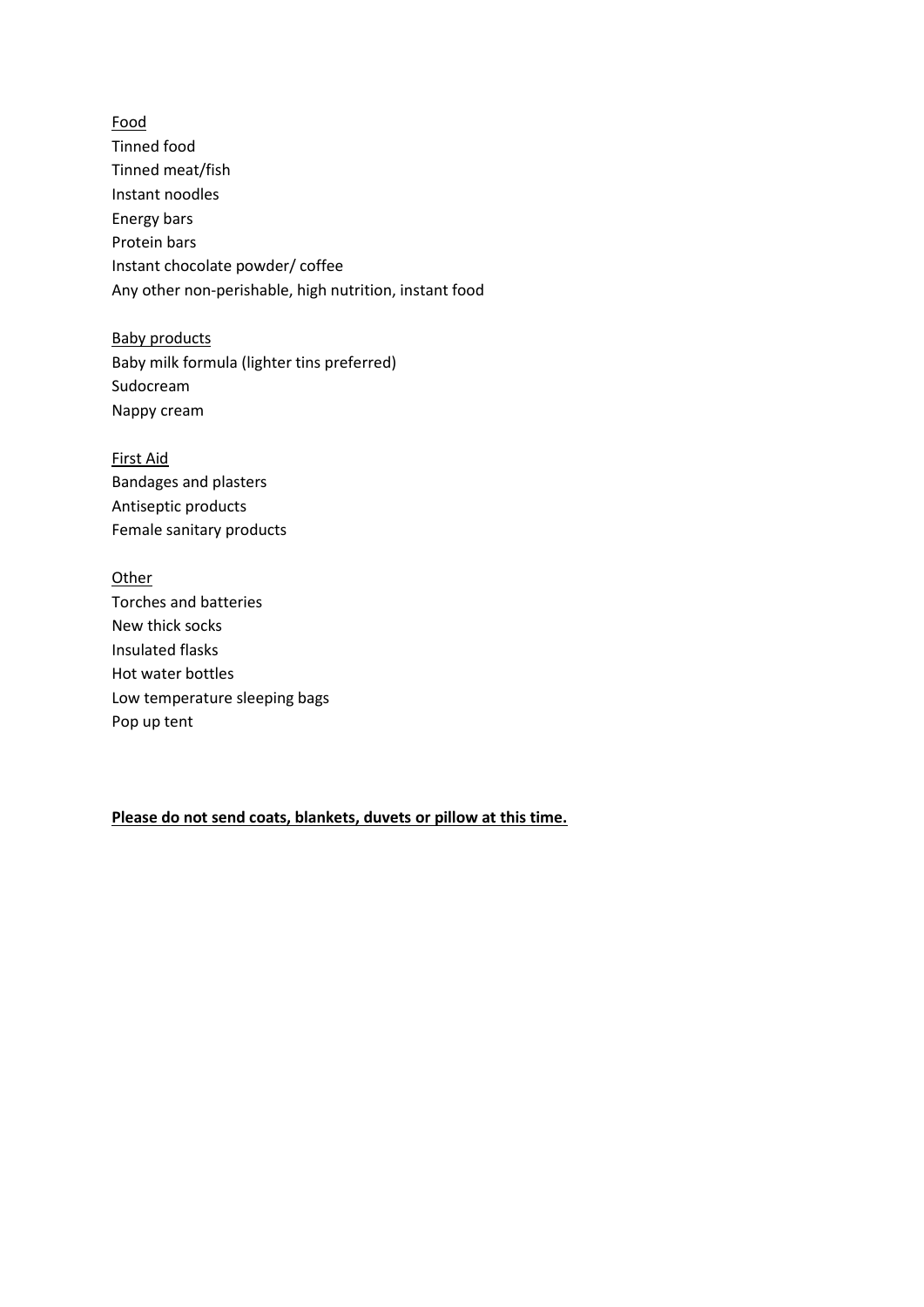Food

Tinned food
Tinned meat/fish
Instant noodles
Energy bars
Protein bars
Instant chocolate powder/ coffee
Any other non-perishable, high nutrition, instant food

Baby products

Baby milk formula (lighter tins preferred)
Sudocream
Nappy cream

First Aid

Bandages and plasters
Antiseptic products
Female sanitary products

Other

Torches and batteries
New thick socks
Insulated flasks
Hot water bottles
Low temperature sleeping bags
Pop up tent

**Please do not send coats, blankets, duvets or pillow at this time.**